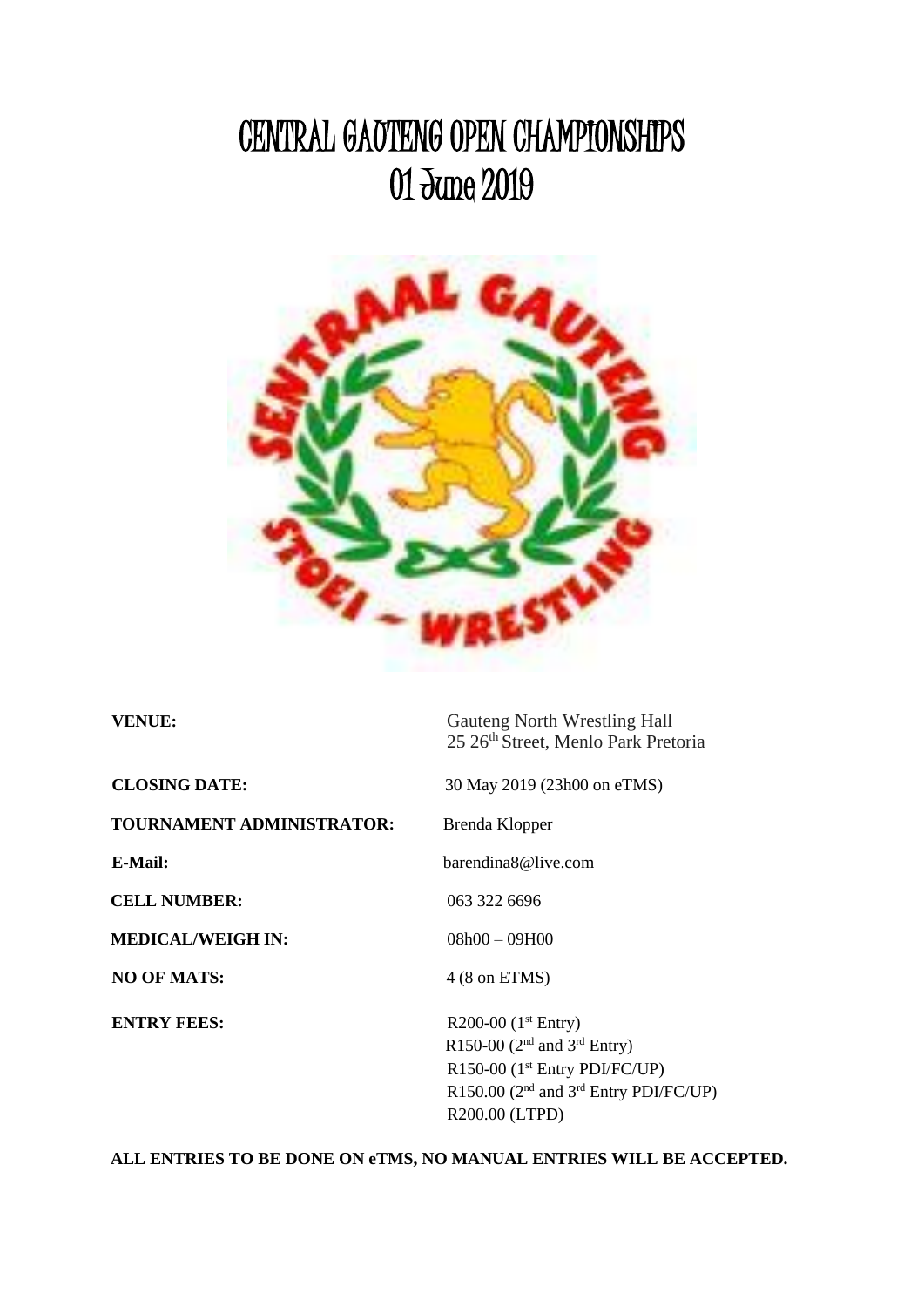# CENTRAL GAUTENG OPEN CHAMPIONSHIPS
# 01 June 2019

| | |
|---|---|
| **VENUE:** | Gauteng North Wrestling Hall<br>25 26th Street, Menlo Park Pretoria |
| **CLOSING DATE:** | 30 May 2019 (23h00 on eTMS) |
| **TOURNAMENT ADMINISTRATOR:** | Brenda Klopper |
| **E-Mail:** | barendina8@live.com |
| **CELL NUMBER:** | 063 322 6696 |
| **MEDICAL/WEIGH IN:** | 08h00 – 09H00 |
| **NO OF MATS:** | 4 (8 on ETMS) |
| **ENTRY FEES:** | R200-00 (1st Entry)<br>R150-00 (2nd and 3rd Entry)<br>R150-00 (1st Entry PDI/FC/UP)<br>R150.00 (2nd and 3rd Entry PDI/FC/UP)<br>R200.00 (LTPD) |

**ALL ENTRIES TO BE DONE ON eTMS, NO MANUAL ENTRIES WILL BE ACCEPTED.**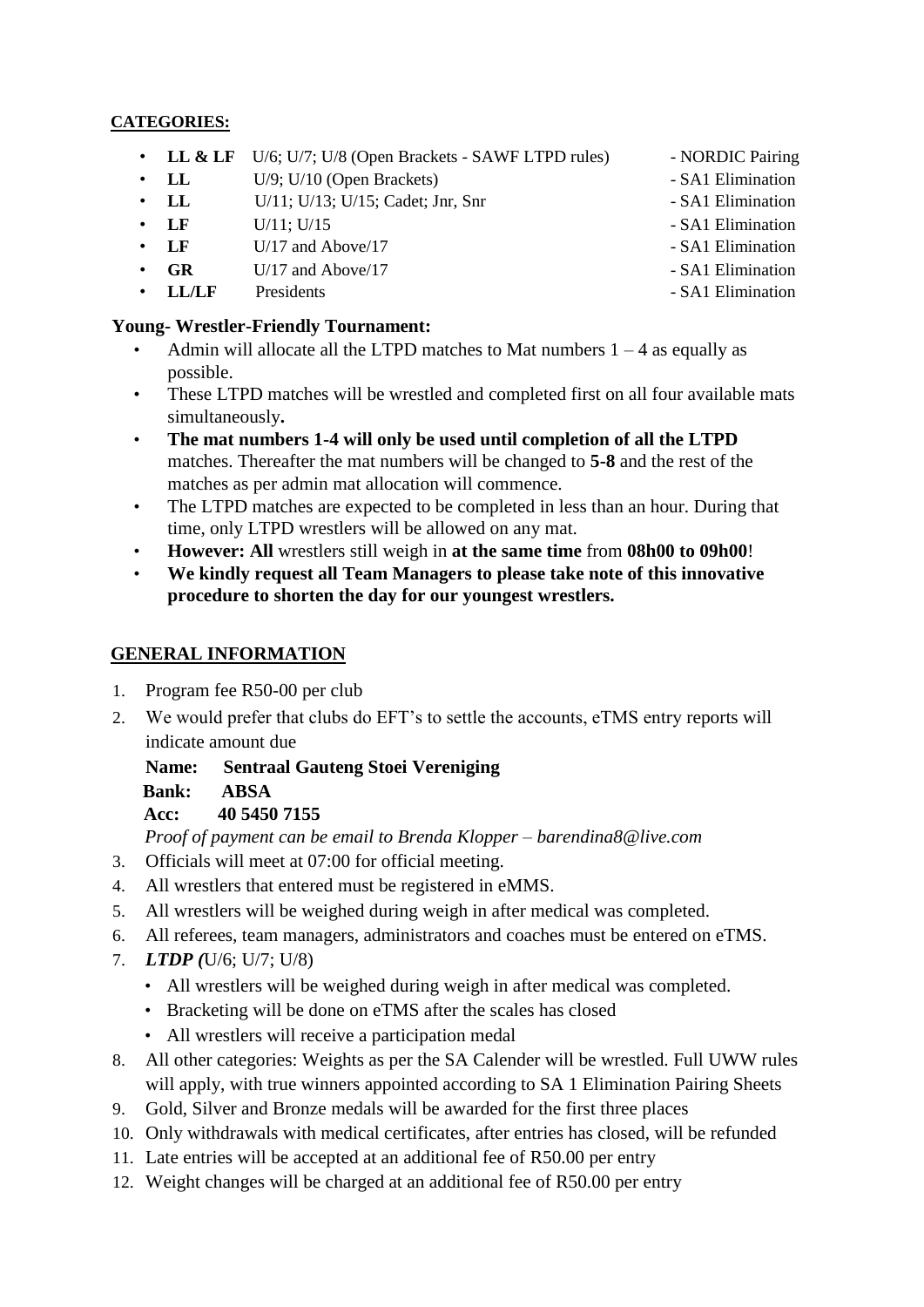**CATEGORIES:**

- **LL & LF** U/6; U/7; U/8 (Open Brackets - SAWF LTPD rules) - NORDIC Pairing
- **LL** U/9; U/10 (Open Brackets) - SA1 Elimination
- **LL** U/11; U/13; U/15; Cadet; Jnr, Snr - SA1 Elimination
- **LF** U/11; U/15 - SA1 Elimination
- **LF** U/17 and Above/17 - SA1 Elimination
- **GR** U/17 and Above/17 - SA1 Elimination
- **LL/LF** Presidents - SA1 Elimination

**Young- Wrestler-Friendly Tournament:**

- Admin will allocate all the LTPD matches to Mat numbers 1 – 4 as equally as possible.
- These LTPD matches will be wrestled and completed first on all four available mats simultaneously**.**
- **The mat numbers 1-4 will only be used until completion of all the LTPD** matches. Thereafter the mat numbers will be changed to **5-8** and the rest of the matches as per admin mat allocation will commence.
- The LTPD matches are expected to be completed in less than an hour. During that time, only LTPD wrestlers will be allowed on any mat.
- **However: All** wrestlers still weigh in **at the same time** from **08h00 to 09h00**!
- **We kindly request all Team Managers to please take note of this innovative procedure to shorten the day for our youngest wrestlers.**

## GENERAL INFORMATION

1. Program fee R50-00 per club
2. We would prefer that clubs do EFT's to settle the accounts, eTMS entry reports will indicate amount due

   **Name: Sentraal Gauteng Stoei Vereniging**
   **Bank: ABSA**
   **Acc: 40 5450 7155**
   *Proof of payment can be email to Brenda Klopper – barendina8@live.com*
3. Officials will meet at 07:00 for official meeting.
4. All wrestlers that entered must be registered in eMMS.
5. All wrestlers will be weighed during weigh in after medical was completed.
6. All referees, team managers, administrators and coaches must be entered on eTMS.
7. ***LTDP (***U/6; U/7; U/8)
   - All wrestlers will be weighed during weigh in after medical was completed.
   - Bracketing will be done on eTMS after the scales has closed
   - All wrestlers will receive a participation medal
8. All other categories: Weights as per the SA Calender will be wrestled. Full UWW rules will apply, with true winners appointed according to SA 1 Elimination Pairing Sheets
9. Gold, Silver and Bronze medals will be awarded for the first three places
10. Only withdrawals with medical certificates, after entries has closed, will be refunded
11. Late entries will be accepted at an additional fee of R50.00 per entry
12. Weight changes will be charged at an additional fee of R50.00 per entry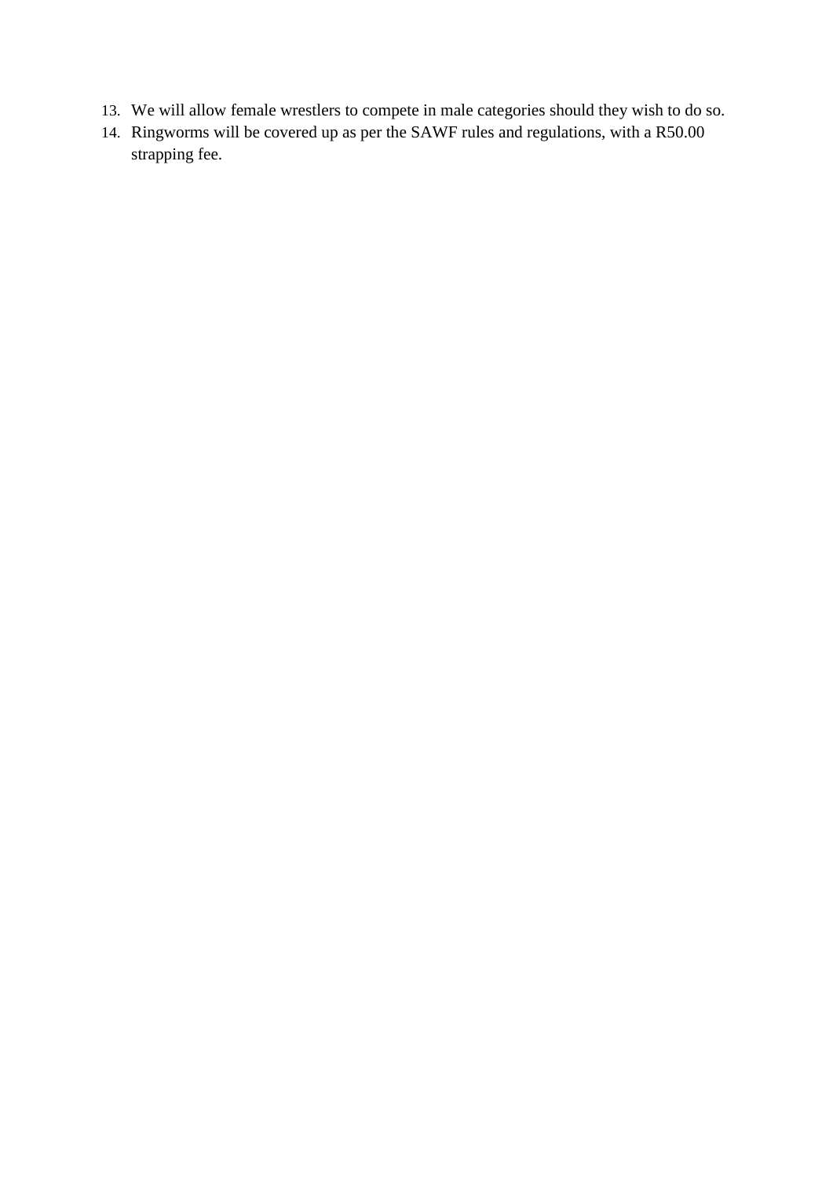13. We will allow female wrestlers to compete in male categories should they wish to do so.
14. Ringworms will be covered up as per the SAWF rules and regulations, with a R50.00 strapping fee.